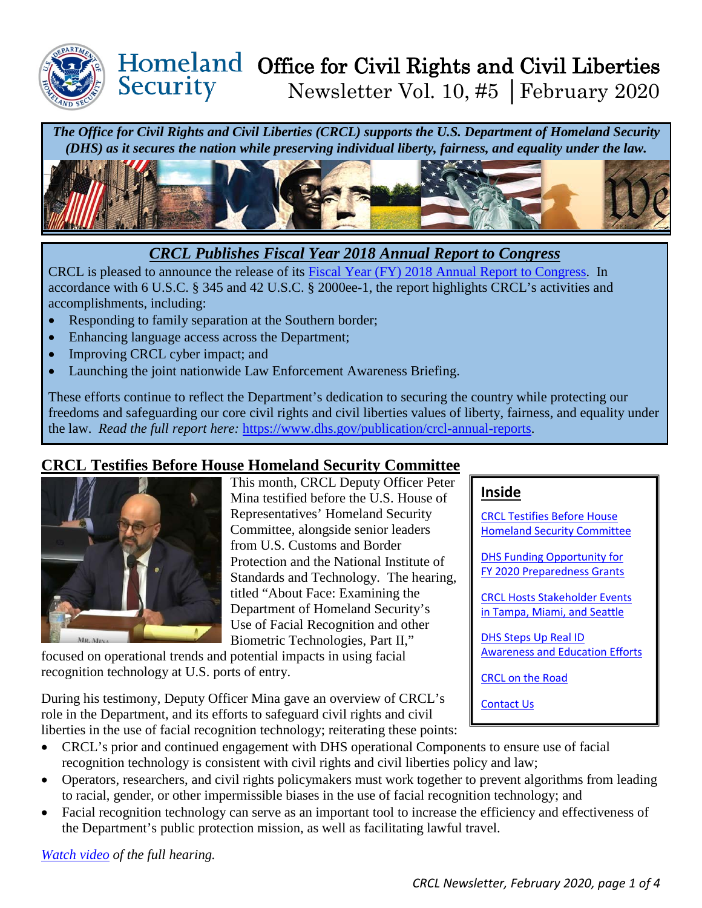# Homeland Security — Office for Civil Rights and Civil Liberties

Newsletter Vol. 10, #5 | February 2020

***The Office for Civil Rights and Civil Liberties (CRCL) supports the U.S. Department of Homeland Security (DHS) as it secures the nation while preserving individual liberty, fairness, and equality under the law.***

## *CRCL Publishes Fiscal Year 2018 Annual Report to Congress*

CRCL is pleased to announce the release of its [Fiscal Year (FY) 2018 Annual Report to Congress](https://www.dhs.gov/publication/crcl-annual-reports). In accordance with 6 U.S.C. § 345 and 42 U.S.C. § 2000ee-1, the report highlights CRCL's activities and accomplishments, including:

- Responding to family separation at the Southern border;
- Enhancing language access across the Department;
- Improving CRCL cyber impact; and
- Launching the joint nationwide Law Enforcement Awareness Briefing.

These efforts continue to reflect the Department's dedication to securing the country while protecting our freedoms and safeguarding our core civil rights and civil liberties values of liberty, fairness, and equality under the law. *Read the full report here:* https://www.dhs.gov/publication/crcl-annual-reports.

## CRCL Testifies Before House Homeland Security Committee

This month, CRCL Deputy Officer Peter Mina testified before the U.S. House of Representatives' Homeland Security Committee, alongside senior leaders from U.S. Customs and Border Protection and the National Institute of Standards and Technology. The hearing, titled "About Face: Examining the Department of Homeland Security's Use of Facial Recognition and other Biometric Technologies, Part II," focused on operational trends and potential impacts in using facial recognition technology at U.S. ports of entry.

During his testimony, Deputy Officer Mina gave an overview of CRCL's role in the Department, and its efforts to safeguard civil rights and civil liberties in the use of facial recognition technology; reiterating these points:

- CRCL's prior and continued engagement with DHS operational Components to ensure use of facial recognition technology is consistent with civil rights and civil liberties policy and law;
- Operators, researchers, and civil rights policymakers must work together to prevent algorithms from leading to racial, gender, or other impermissible biases in the use of facial recognition technology; and
- Facial recognition technology can serve as an important tool to increase the efficiency and effectiveness of the Department's public protection mission, as well as facilitating lawful travel.

*Watch video of the full hearing.*

### Inside

- CRCL Testifies Before House Homeland Security Committee
- DHS Funding Opportunity for FY 2020 Preparedness Grants
- CRCL Hosts Stakeholder Events in Tampa, Miami, and Seattle
- DHS Steps Up Real ID Awareness and Education Efforts
- CRCL on the Road
- Contact Us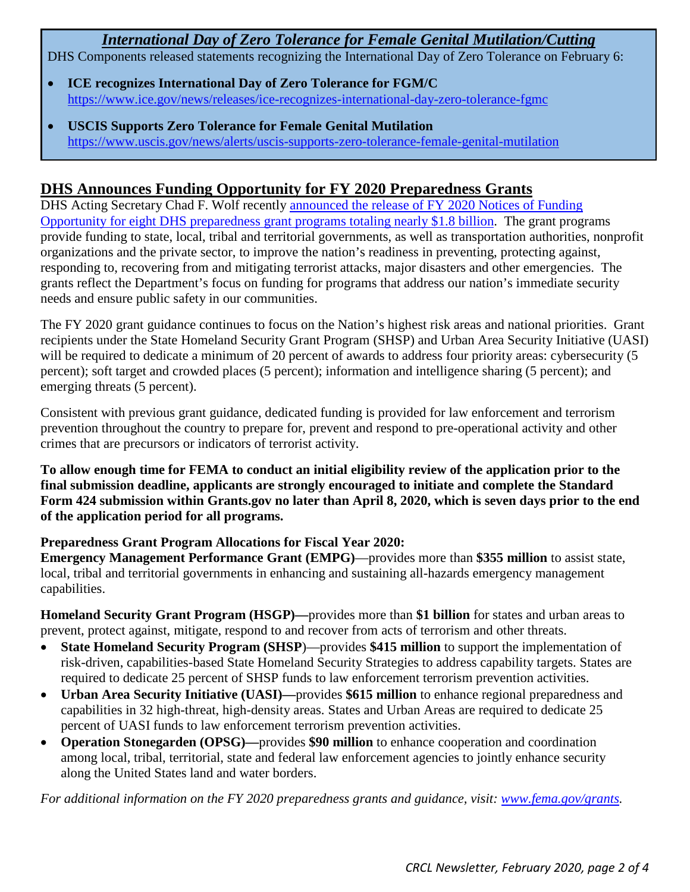### *International Day of Zero Tolerance for Female Genital Mutilation/Cutting*

DHS Components released statements recognizing the International Day of Zero Tolerance on February 6:

- **ICE recognizes International Day of Zero Tolerance for FGM/C**
  https://www.ice.gov/news/releases/ice-recognizes-international-day-zero-tolerance-fgmc
- **USCIS Supports Zero Tolerance for Female Genital Mutilation**
  https://www.uscis.gov/news/alerts/uscis-supports-zero-tolerance-female-genital-mutilation

## DHS Announces Funding Opportunity for FY 2020 Preparedness Grants

DHS Acting Secretary Chad F. Wolf recently announced the release of FY 2020 Notices of Funding Opportunity for eight DHS preparedness grant programs totaling nearly $1.8 billion. The grant programs provide funding to state, local, tribal and territorial governments, as well as transportation authorities, nonprofit organizations and the private sector, to improve the nation's readiness in preventing, protecting against, responding to, recovering from and mitigating terrorist attacks, major disasters and other emergencies. The grants reflect the Department's focus on funding for programs that address our nation's immediate security needs and ensure public safety in our communities.

The FY 2020 grant guidance continues to focus on the Nation's highest risk areas and national priorities. Grant recipients under the State Homeland Security Grant Program (SHSP) and Urban Area Security Initiative (UASI) will be required to dedicate a minimum of 20 percent of awards to address four priority areas: cybersecurity (5 percent); soft target and crowded places (5 percent); information and intelligence sharing (5 percent); and emerging threats (5 percent).

Consistent with previous grant guidance, dedicated funding is provided for law enforcement and terrorism prevention throughout the country to prepare for, prevent and respond to pre-operational activity and other crimes that are precursors or indicators of terrorist activity.

**To allow enough time for FEMA to conduct an initial eligibility review of the application prior to the final submission deadline, applicants are strongly encouraged to initiate and complete the Standard Form 424 submission within Grants.gov no later than April 8, 2020, which is seven days prior to the end of the application period for all programs.**

**Preparedness Grant Program Allocations for Fiscal Year 2020:**

**Emergency Management Performance Grant (EMPG)**—provides more than **$355 million** to assist state, local, tribal and territorial governments in enhancing and sustaining all-hazards emergency management capabilities.

**Homeland Security Grant Program (HSGP)—**provides more than **$1 billion** for states and urban areas to prevent, protect against, mitigate, respond to and recover from acts of terrorism and other threats.

- **State Homeland Security Program (SHSP**)—provides **$415 million** to support the implementation of risk-driven, capabilities-based State Homeland Security Strategies to address capability targets. States are required to dedicate 25 percent of SHSP funds to law enforcement terrorism prevention activities.
- **Urban Area Security Initiative (UASI)—**provides **$615 million** to enhance regional preparedness and capabilities in 32 high-threat, high-density areas. States and Urban Areas are required to dedicate 25 percent of UASI funds to law enforcement terrorism prevention activities.
- **Operation Stonegarden (OPSG)—**provides **$90 million** to enhance cooperation and coordination among local, tribal, territorial, state and federal law enforcement agencies to jointly enhance security along the United States land and water borders.

*For additional information on the FY 2020 preparedness grants and guidance, visit: www.fema.gov/grants.*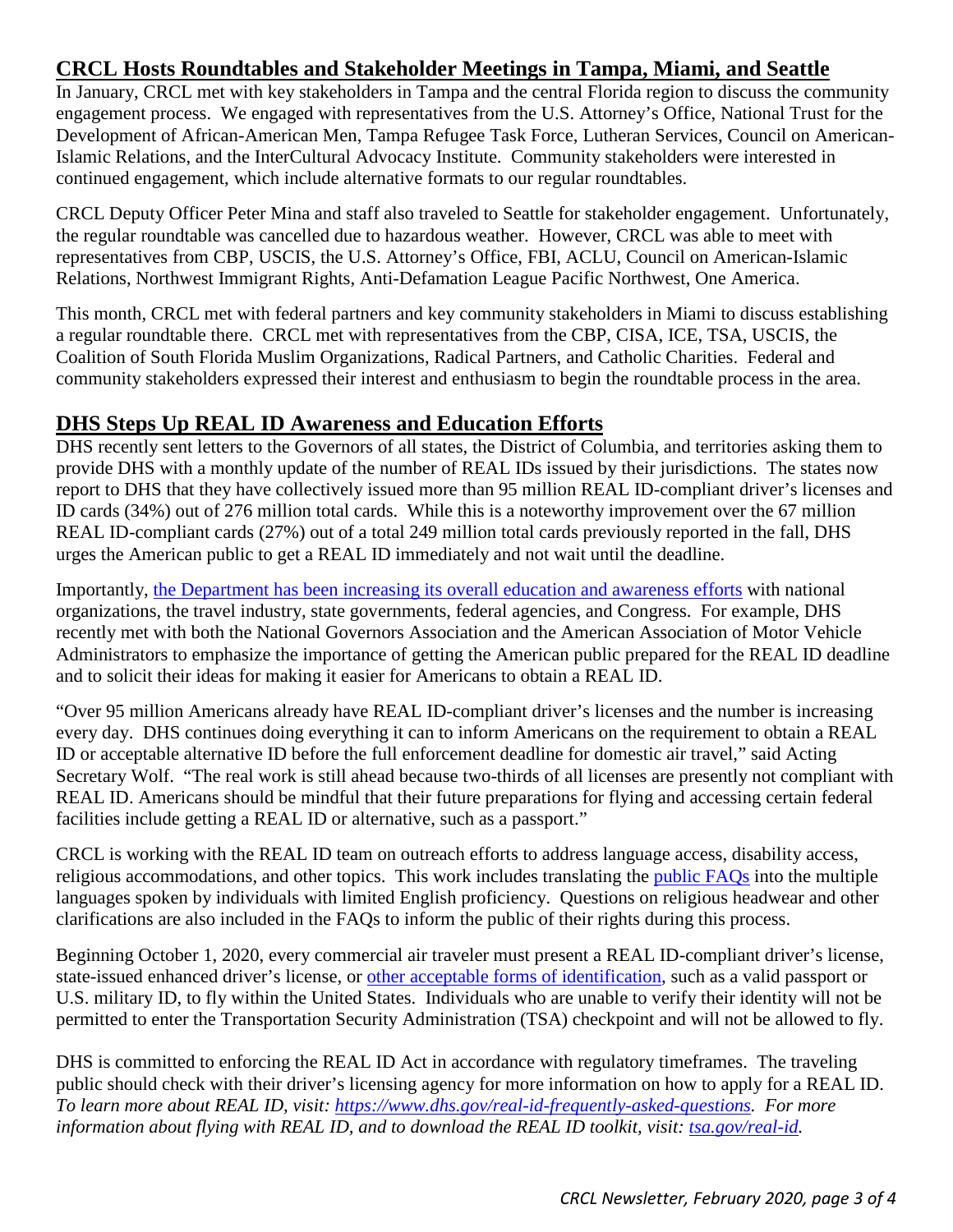## CRCL Hosts Roundtables and Stakeholder Meetings in Tampa, Miami, and Seattle

In January, CRCL met with key stakeholders in Tampa and the central Florida region to discuss the community engagement process. We engaged with representatives from the U.S. Attorney's Office, National Trust for the Development of African-American Men, Tampa Refugee Task Force, Lutheran Services, Council on American-Islamic Relations, and the InterCultural Advocacy Institute. Community stakeholders were interested in continued engagement, which include alternative formats to our regular roundtables.

CRCL Deputy Officer Peter Mina and staff also traveled to Seattle for stakeholder engagement. Unfortunately, the regular roundtable was cancelled due to hazardous weather. However, CRCL was able to meet with representatives from CBP, USCIS, the U.S. Attorney's Office, FBI, ACLU, Council on American-Islamic Relations, Northwest Immigrant Rights, Anti-Defamation League Pacific Northwest, One America.

This month, CRCL met with federal partners and key community stakeholders in Miami to discuss establishing a regular roundtable there. CRCL met with representatives from the CBP, CISA, ICE, TSA, USCIS, the Coalition of South Florida Muslim Organizations, Radical Partners, and Catholic Charities. Federal and community stakeholders expressed their interest and enthusiasm to begin the roundtable process in the area.

## DHS Steps Up REAL ID Awareness and Education Efforts

DHS recently sent letters to the Governors of all states, the District of Columbia, and territories asking them to provide DHS with a monthly update of the number of REAL IDs issued by their jurisdictions. The states now report to DHS that they have collectively issued more than 95 million REAL ID-compliant driver's licenses and ID cards (34%) out of 276 million total cards. While this is a noteworthy improvement over the 67 million REAL ID-compliant cards (27%) out of a total 249 million total cards previously reported in the fall, DHS urges the American public to get a REAL ID immediately and not wait until the deadline.

Importantly, the Department has been increasing its overall education and awareness efforts with national organizations, the travel industry, state governments, federal agencies, and Congress. For example, DHS recently met with both the National Governors Association and the American Association of Motor Vehicle Administrators to emphasize the importance of getting the American public prepared for the REAL ID deadline and to solicit their ideas for making it easier for Americans to obtain a REAL ID.

"Over 95 million Americans already have REAL ID-compliant driver's licenses and the number is increasing every day. DHS continues doing everything it can to inform Americans on the requirement to obtain a REAL ID or acceptable alternative ID before the full enforcement deadline for domestic air travel," said Acting Secretary Wolf. "The real work is still ahead because two-thirds of all licenses are presently not compliant with REAL ID. Americans should be mindful that their future preparations for flying and accessing certain federal facilities include getting a REAL ID or alternative, such as a passport."

CRCL is working with the REAL ID team on outreach efforts to address language access, disability access, religious accommodations, and other topics. This work includes translating the public FAQs into the multiple languages spoken by individuals with limited English proficiency. Questions on religious headwear and other clarifications are also included in the FAQs to inform the public of their rights during this process.

Beginning October 1, 2020, every commercial air traveler must present a REAL ID-compliant driver's license, state-issued enhanced driver's license, or other acceptable forms of identification, such as a valid passport or U.S. military ID, to fly within the United States. Individuals who are unable to verify their identity will not be permitted to enter the Transportation Security Administration (TSA) checkpoint and will not be allowed to fly.

DHS is committed to enforcing the REAL ID Act in accordance with regulatory timeframes. The traveling public should check with their driver's licensing agency for more information on how to apply for a REAL ID. *To learn more about REAL ID, visit: https://www.dhs.gov/real-id-frequently-asked-questions. For more information about flying with REAL ID, and to download the REAL ID toolkit, visit: tsa.gov/real-id.*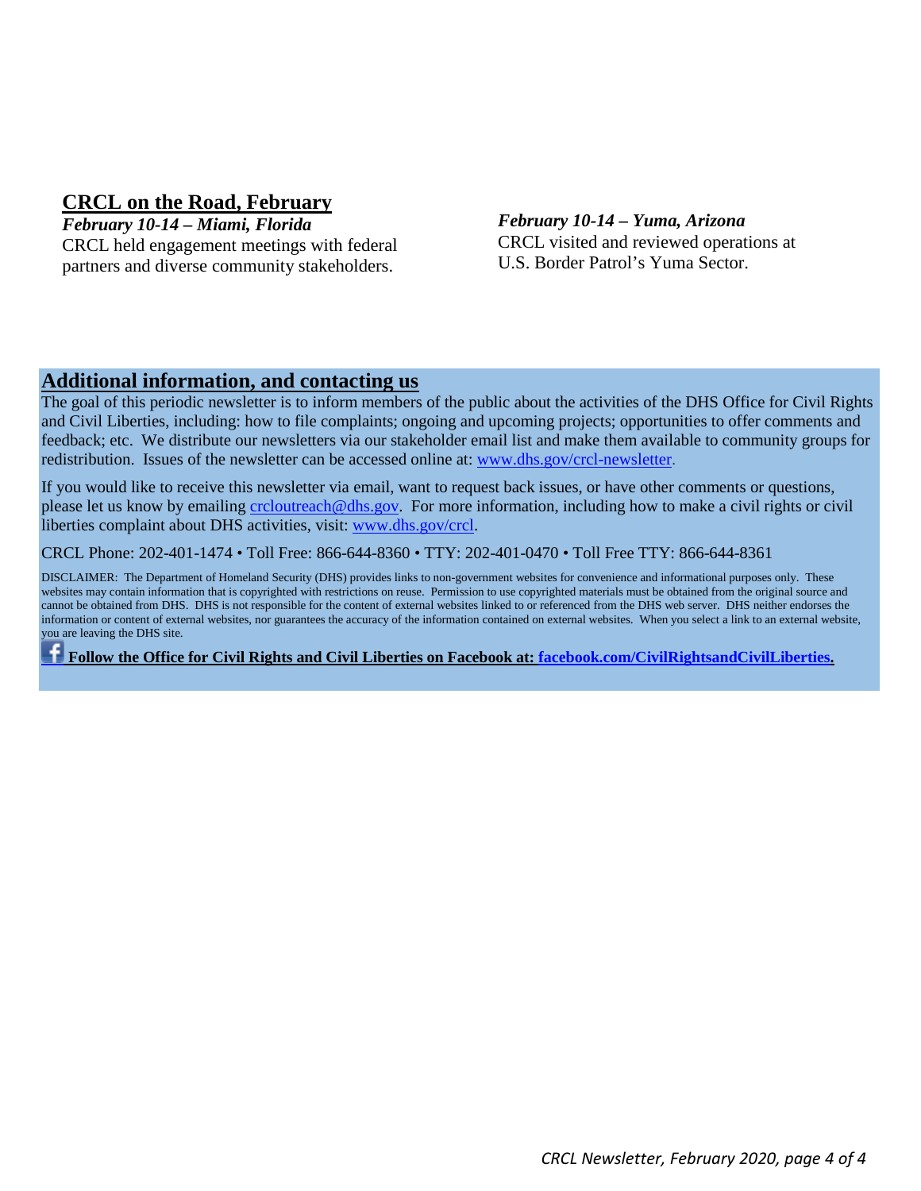## CRCL on the Road, February

***February 10-14 – Miami, Florida***
CRCL held engagement meetings with federal partners and diverse community stakeholders.

***February 10-14 – Yuma, Arizona***
CRCL visited and reviewed operations at U.S. Border Patrol's Yuma Sector.

## Additional information, and contacting us

The goal of this periodic newsletter is to inform members of the public about the activities of the DHS Office for Civil Rights and Civil Liberties, including: how to file complaints; ongoing and upcoming projects; opportunities to offer comments and feedback; etc. We distribute our newsletters via our stakeholder email list and make them available to community groups for redistribution. Issues of the newsletter can be accessed online at: www.dhs.gov/crcl-newsletter.

If you would like to receive this newsletter via email, want to request back issues, or have other comments or questions, please let us know by emailing crcloutreach@dhs.gov. For more information, including how to make a civil rights or civil liberties complaint about DHS activities, visit: www.dhs.gov/crcl.

CRCL Phone: 202-401-1474 • Toll Free: 866-644-8360 • TTY: 202-401-0470 • Toll Free TTY: 866-644-8361

DISCLAIMER: The Department of Homeland Security (DHS) provides links to non-government websites for convenience and informational purposes only. These websites may contain information that is copyrighted with restrictions on reuse. Permission to use copyrighted materials must be obtained from the original source and cannot be obtained from DHS. DHS is not responsible for the content of external websites linked to or referenced from the DHS web server. DHS neither endorses the information or content of external websites, nor guarantees the accuracy of the information contained on external websites. When you select a link to an external website, you are leaving the DHS site.

**Follow the Office for Civil Rights and Civil Liberties on Facebook at: facebook.com/CivilRightsandCivilLiberties.**